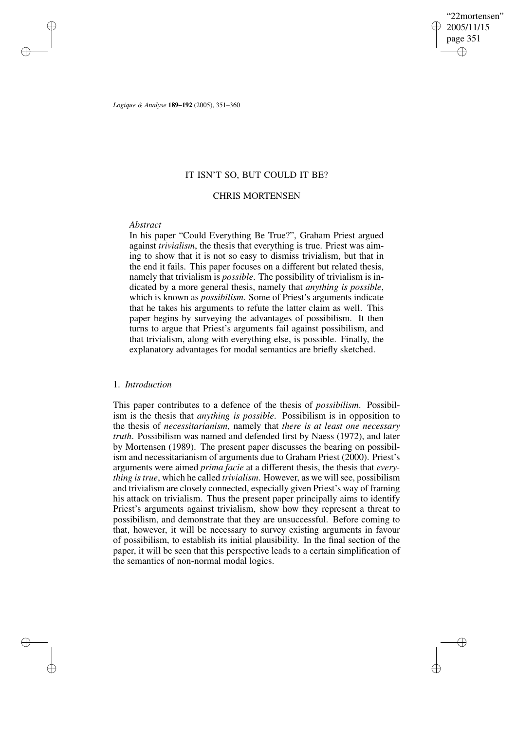# IT ISN'T SO, BUT COULD IT BE?

## CHRIS MORTENSEN

*Abstract*

In his paper "Could Everything Be True?", Graham Priest argued against *trivialism*, the thesis that everything is true. Priest was aiming to show that it is not so easy to dismiss trivialism, but that in the end it fails. This paper focuses on a different but related thesis, namely that trivialism is *possible*. The possibility of trivialism is indicated by a more general thesis, namely that *anything is possible*, which is known as *possibilism*. Some of Priest's arguments indicate that he takes his arguments to refute the latter claim as well. This paper begins by surveying the advantages of possibilism. It then turns to argue that Priest's arguments fail against possibilism, and that trivialism, along with everything else, is possible. Finally, the explanatory advantages for modal semantics are briefly sketched.

### 1. *Introduction*

This paper contributes to a defence of the thesis of *possibilism*. Possibilism is the thesis that *anything is possible*. Possibilism is in opposition to the thesis of *necessitarianism*, namely that *there is at least one necessary truth*. Possibilism was named and defended first by Naess (1972), and later by Mortensen (1989). The present paper discusses the bearing on possibilism and necessitarianism of arguments due to Graham Priest (2000). Priest's arguments were aimed *prima facie* at a different thesis, the thesis that *everything is true*, which he called *trivialism*. However, as we will see, possibilism and trivialism are closely connected, especially given Priest's way of framing his attack on trivialism. Thus the present paper principally aims to identify Priest's arguments against trivialism, show how they represent a threat to possibilism, and demonstrate that they are unsuccessful. Before coming to that, however, it will be necessary to survey existing arguments in favour of possibilism, to establish its initial plausibility. In the final section of the paper, it will be seen that this perspective leads to a certain simplification of the semantics of non-normal modal logics.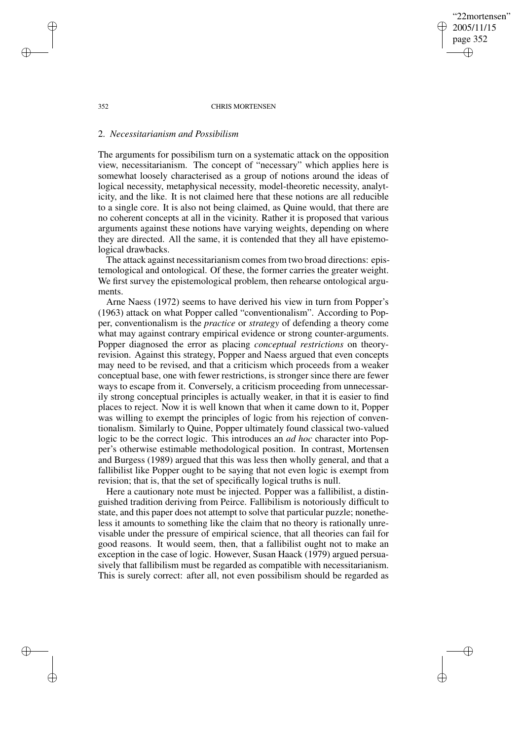## 2. *Necessitarianism and Possibilism*

The arguments for possibilism turn on a systematic attack on the opposition view, necessitarianism. The concept of "necessary" which applies here is somewhat loosely characterised as a group of notions around the ideas of logical necessity, metaphysical necessity, model-theoretic necessity, analyticity, and the like. It is not claimed here that these notions are all reducible to a single core. It is also not being claimed, as Quine would, that there are no coherent concepts at all in the vicinity. Rather it is proposed that various arguments against these notions have varying weights, depending on where they are directed. All the same, it is contended that they all have epistemological drawbacks.

The attack against necessitarianism comes from two broad directions: epistemological and ontological. Of these, the former carries the greater weight. We first survey the epistemological problem, then rehearse ontological arguments.

Arne Naess (1972) seems to have derived his view in turn from Popper's (1963) attack on what Popper called "conventionalism". According to Popper, conventionalism is the *practice* or *strategy* of defending a theory come what may against contrary empirical evidence or strong counter-arguments. Popper diagnosed the error as placing *conceptual restrictions* on theory-revision. Against this strategy, Popper and Naess argued that even concepts may need to be revised, and that a criticism which proceeds from a weaker conceptual base, one with fewer restrictions, is stronger since there are fewer ways to escape from it. Conversely, a criticism proceeding from unnecessarily strong conceptual principles is actually weaker, in that it is easier to find places to reject. Now it is well known that when it came down to it, Popper was willing to exempt the principles of logic from his rejection of conventionalism. Similarly to Quine, Popper ultimately found classical two-valued logic to be the correct logic. This introduces an *ad hoc* character into Popper's otherwise estimable methodological position. In contrast, Mortensen and Burgess (1989) argued that this was less then wholly general, and that a fallibilist like Popper ought to be saying that not even logic is exempt from revision; that is, that the set of specifically logical truths is null.

Here a cautionary note must be injected. Popper was a fallibilist, a distinguished tradition deriving from Peirce. Fallibilism is notoriously difficult to state, and this paper does not attempt to solve that particular puzzle; nonetheless it amounts to something like the claim that no theory is rationally unrevisable under the pressure of empirical science, that all theories can fail for good reasons. It would seem, then, that a fallibilist ought not to make an exception in the case of logic. However, Susan Haack (1979) argued persuasively that fallibilism must be regarded as compatible with necessitarianism. This is surely correct: after all, not even possibilism should be regarded as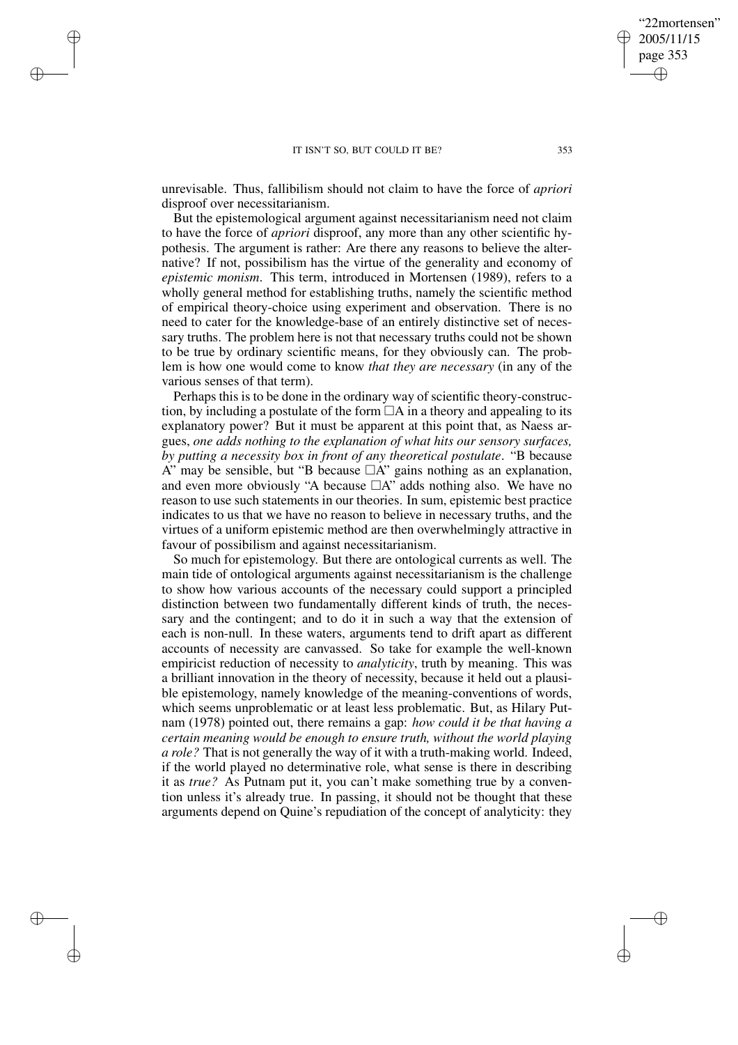unrevisable. Thus, fallibilism should not claim to have the force of *apriori* disproof over necessitarianism.

But the epistemological argument against necessitarianism need not claim to have the force of *apriori* disproof, any more than any other scientific hypothesis. The argument is rather: Are there any reasons to believe the alternative? If not, possibilism has the virtue of the generality and economy of *epistemic monism*. This term, introduced in Mortensen (1989), refers to a wholly general method for establishing truths, namely the scientific method of empirical theory-choice using experiment and observation. There is no need to cater for the knowledge-base of an entirely distinctive set of necessary truths. The problem here is not that necessary truths could not be shown to be true by ordinary scientific means, for they obviously can. The problem is how one would come to know *that they are necessary* (in any of the various senses of that term).

Perhaps this is to be done in the ordinary way of scientific theory-construction, by including a postulate of the form $\Box$A in a theory and appealing to its explanatory power? But it must be apparent at this point that, as Naess argues, *one adds nothing to the explanation of what hits our sensory surfaces, by putting a necessity box in front of any theoretical postulate*. "B because A" may be sensible, but "B because $\Box$A" gains nothing as an explanation, and even more obviously "A because $\Box$A" adds nothing also. We have no reason to use such statements in our theories. In sum, epistemic best practice indicates to us that we have no reason to believe in necessary truths, and the virtues of a uniform epistemic method are then overwhelmingly attractive in favour of possibilism and against necessitarianism.

So much for epistemology. But there are ontological currents as well. The main tide of ontological arguments against necessitarianism is the challenge to show how various accounts of the necessary could support a principled distinction between two fundamentally different kinds of truth, the necessary and the contingent; and to do it in such a way that the extension of each is non-null. In these waters, arguments tend to drift apart as different accounts of necessity are canvassed. So take for example the well-known empiricist reduction of necessity to *analyticity*, truth by meaning. This was a brilliant innovation in the theory of necessity, because it held out a plausible epistemology, namely knowledge of the meaning-conventions of words, which seems unproblematic or at least less problematic. But, as Hilary Putnam (1978) pointed out, there remains a gap: *how could it be that having a certain meaning would be enough to ensure truth, without the world playing a role?* That is not generally the way of it with a truth-making world. Indeed, if the world played no determinative role, what sense is there in describing it as *true?* As Putnam put it, you can't make something true by a convention unless it's already true. In passing, it should not be thought that these arguments depend on Quine's repudiation of the concept of analyticity: they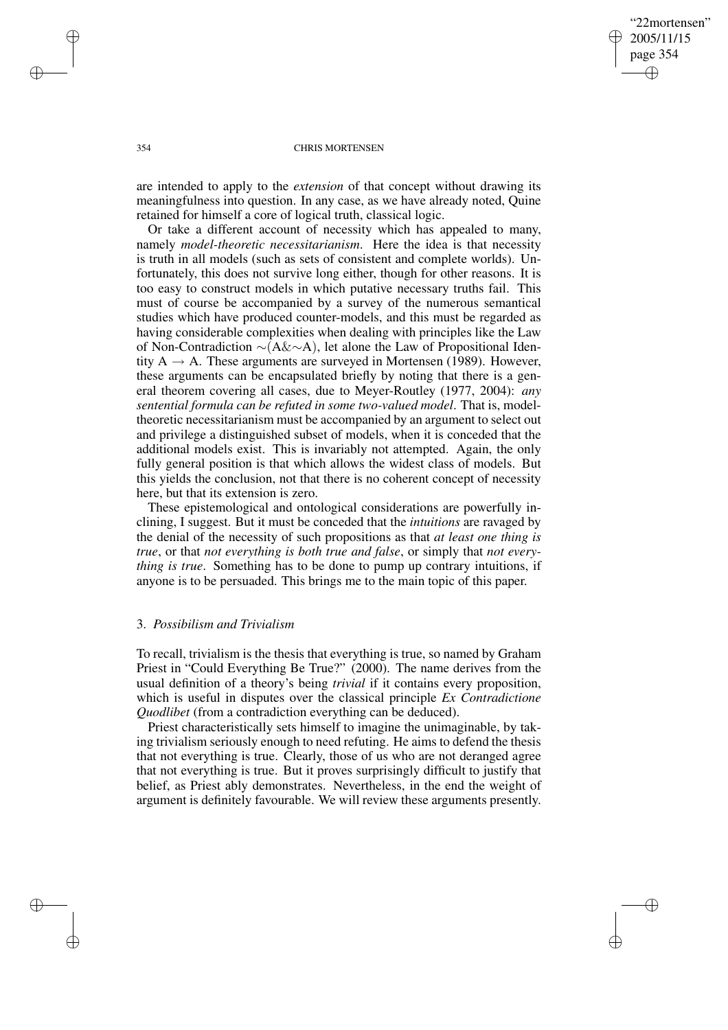are intended to apply to the *extension* of that concept without drawing its meaningfulness into question. In any case, as we have already noted, Quine retained for himself a core of logical truth, classical logic.

Or take a different account of necessity which has appealed to many, namely *model-theoretic necessitarianism*. Here the idea is that necessity is truth in all models (such as sets of consistent and complete worlds). Unfortunately, this does not survive long either, though for other reasons. It is too easy to construct models in which putative necessary truths fail. This must of course be accompanied by a survey of the numerous semantical studies which have produced counter-models, and this must be regarded as having considerable complexities when dealing with principles like the Law of Non-Contradiction $\sim(A\&\sim A)$, let alone the Law of Propositional Identity $A \rightarrow A$. These arguments are surveyed in Mortensen (1989). However, these arguments can be encapsulated briefly by noting that there is a general theorem covering all cases, due to Meyer-Routley (1977, 2004): *any sentential formula can be refuted in some two-valued model*. That is, model-theoretic necessitarianism must be accompanied by an argument to select out and privilege a distinguished subset of models, when it is conceded that the additional models exist. This is invariably not attempted. Again, the only fully general position is that which allows the widest class of models. But this yields the conclusion, not that there is no coherent concept of necessity here, but that its extension is zero.

These epistemological and ontological considerations are powerfully inclining, I suggest. But it must be conceded that the *intuitions* are ravaged by the denial of the necessity of such propositions as that *at least one thing is true*, or that *not everything is both true and false*, or simply that *not everything is true*. Something has to be done to pump up contrary intuitions, if anyone is to be persuaded. This brings me to the main topic of this paper.

## 3. *Possibilism and Trivialism*

To recall, trivialism is the thesis that everything is true, so named by Graham Priest in "Could Everything Be True?" (2000). The name derives from the usual definition of a theory's being *trivial* if it contains every proposition, which is useful in disputes over the classical principle *Ex Contradictione Quodlibet* (from a contradiction everything can be deduced).

Priest characteristically sets himself to imagine the unimaginable, by taking trivialism seriously enough to need refuting. He aims to defend the thesis that not everything is true. Clearly, those of us who are not deranged agree that not everything is true. But it proves surprisingly difficult to justify that belief, as Priest ably demonstrates. Nevertheless, in the end the weight of argument is definitely favourable. We will review these arguments presently.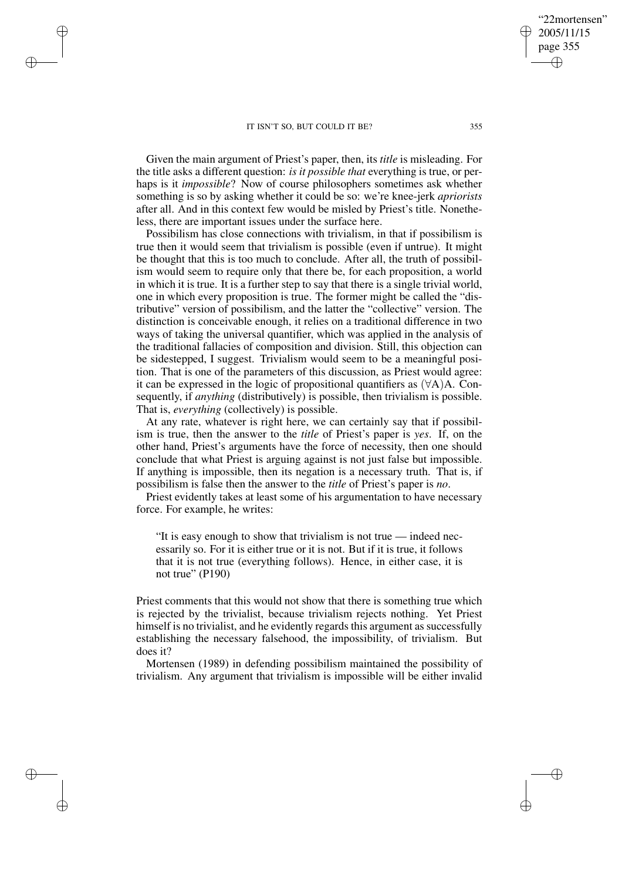Given the main argument of Priest's paper, then, its *title* is misleading. For the title asks a different question: *is it possible that* everything is true, or perhaps is it *impossible*? Now of course philosophers sometimes ask whether something is so by asking whether it could be so: we're knee-jerk *apriorists* after all. And in this context few would be misled by Priest's title. Nonetheless, there are important issues under the surface here.

Possibilism has close connections with trivialism, in that if possibilism is true then it would seem that trivialism is possible (even if untrue). It might be thought that this is too much to conclude. After all, the truth of possibilism would seem to require only that there be, for each proposition, a world in which it is true. It is a further step to say that there is a single trivial world, one in which every proposition is true. The former might be called the "distributive" version of possibilism, and the latter the "collective" version. The distinction is conceivable enough, it relies on a traditional difference in two ways of taking the universal quantifier, which was applied in the analysis of the traditional fallacies of composition and division. Still, this objection can be sidestepped, I suggest. Trivialism would seem to be a meaningful position. That is one of the parameters of this discussion, as Priest would agree: it can be expressed in the logic of propositional quantifiers as $(\forall A)A$. Consequently, if *anything* (distributively) is possible, then trivialism is possible. That is, *everything* (collectively) is possible.

At any rate, whatever is right here, we can certainly say that if possibilism is true, then the answer to the *title* of Priest's paper is *yes*. If, on the other hand, Priest's arguments have the force of necessity, then one should conclude that what Priest is arguing against is not just false but impossible. If anything is impossible, then its negation is a necessary truth. That is, if possibilism is false then the answer to the *title* of Priest's paper is *no*.

Priest evidently takes at least some of his argumentation to have necessary force. For example, he writes:

> "It is easy enough to show that trivialism is not true — indeed necessarily so. For it is either true or it is not. But if it is true, it follows that it is not true (everything follows). Hence, in either case, it is not true" (P190)

Priest comments that this would not show that there is something true which is rejected by the trivialist, because trivialism rejects nothing. Yet Priest himself is no trivialist, and he evidently regards this argument as successfully establishing the necessary falsehood, the impossibility, of trivialism. But does it?

Mortensen (1989) in defending possibilism maintained the possibility of trivialism. Any argument that trivialism is impossible will be either invalid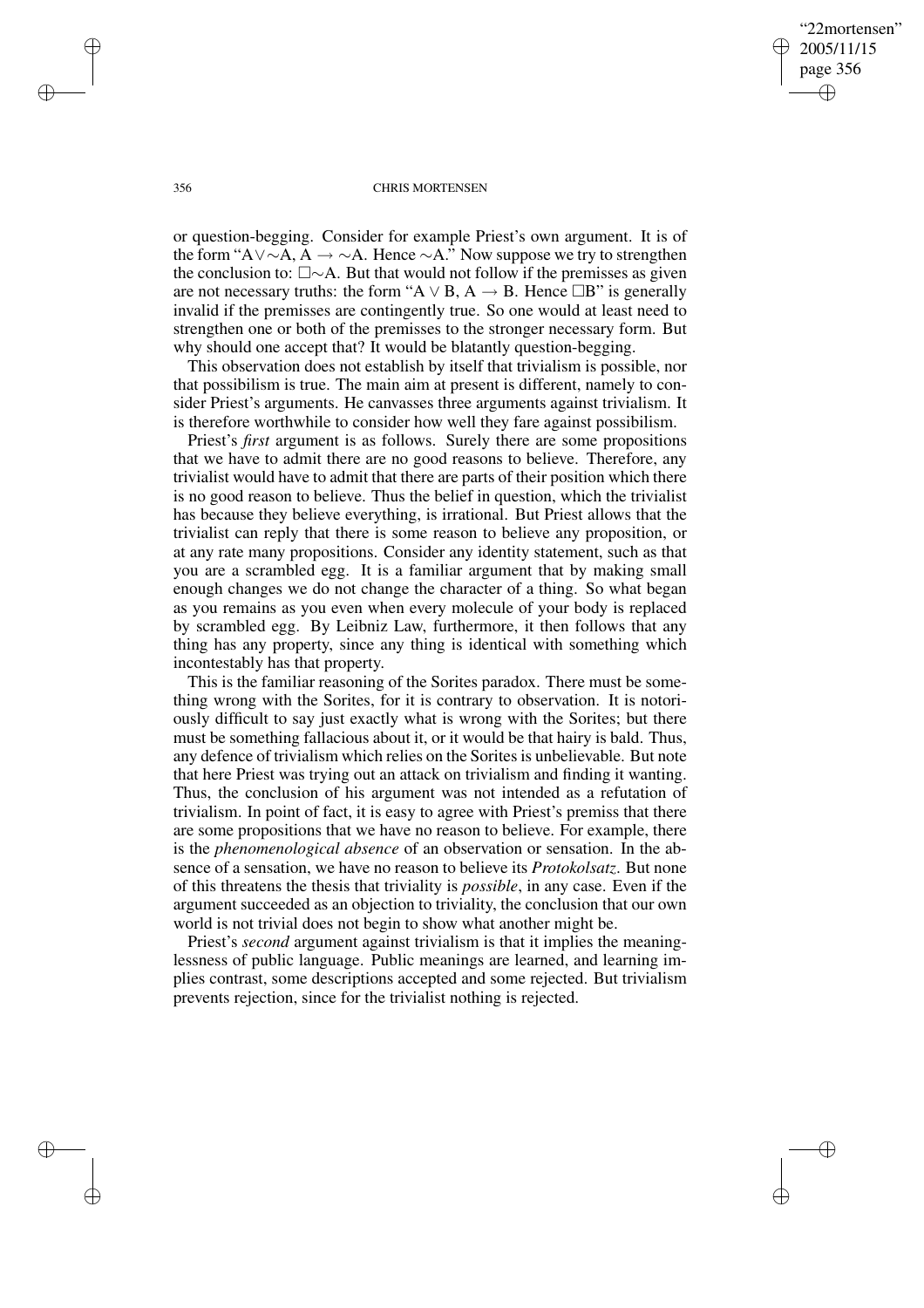or question-begging. Consider for example Priest's own argument. It is of the form "$A \vee \sim A$, $A \rightarrow \sim A$. Hence $\sim A$." Now suppose we try to strengthen the conclusion to: $\Box \sim A$. But that would not follow if the premisses as given are not necessary truths: the form "$A \vee B$, $A \rightarrow B$. Hence $\Box B$" is generally invalid if the premisses are contingently true. So one would at least need to strengthen one or both of the premisses to the stronger necessary form. But why should one accept that? It would be blatantly question-begging.

This observation does not establish by itself that trivialism is possible, nor that possibilism is true. The main aim at present is different, namely to consider Priest's arguments. He canvasses three arguments against trivialism. It is therefore worthwhile to consider how well they fare against possibilism.

Priest's *first* argument is as follows. Surely there are some propositions that we have to admit there are no good reasons to believe. Therefore, any trivialist would have to admit that there are parts of their position which there is no good reason to believe. Thus the belief in question, which the trivialist has because they believe everything, is irrational. But Priest allows that the trivialist can reply that there is some reason to believe any proposition, or at any rate many propositions. Consider any identity statement, such as that you are a scrambled egg. It is a familiar argument that by making small enough changes we do not change the character of a thing. So what began as you remains as you even when every molecule of your body is replaced by scrambled egg. By Leibniz Law, furthermore, it then follows that any thing has any property, since any thing is identical with something which incontestably has that property.

This is the familiar reasoning of the Sorites paradox. There must be something wrong with the Sorites, for it is contrary to observation. It is notoriously difficult to say just exactly what is wrong with the Sorites; but there must be something fallacious about it, or it would be that hairy is bald. Thus, any defence of trivialism which relies on the Sorites is unbelievable. But note that here Priest was trying out an attack on trivialism and finding it wanting. Thus, the conclusion of his argument was not intended as a refutation of trivialism. In point of fact, it is easy to agree with Priest's premiss that there are some propositions that we have no reason to believe. For example, there is the *phenomenological absence* of an observation or sensation. In the absence of a sensation, we have no reason to believe its *Protokolsatz*. But none of this threatens the thesis that triviality is *possible*, in any case. Even if the argument succeeded as an objection to triviality, the conclusion that our own world is not trivial does not begin to show what another might be.

Priest's *second* argument against trivialism is that it implies the meaninglessness of public language. Public meanings are learned, and learning implies contrast, some descriptions accepted and some rejected. But trivialism prevents rejection, since for the trivialist nothing is rejected.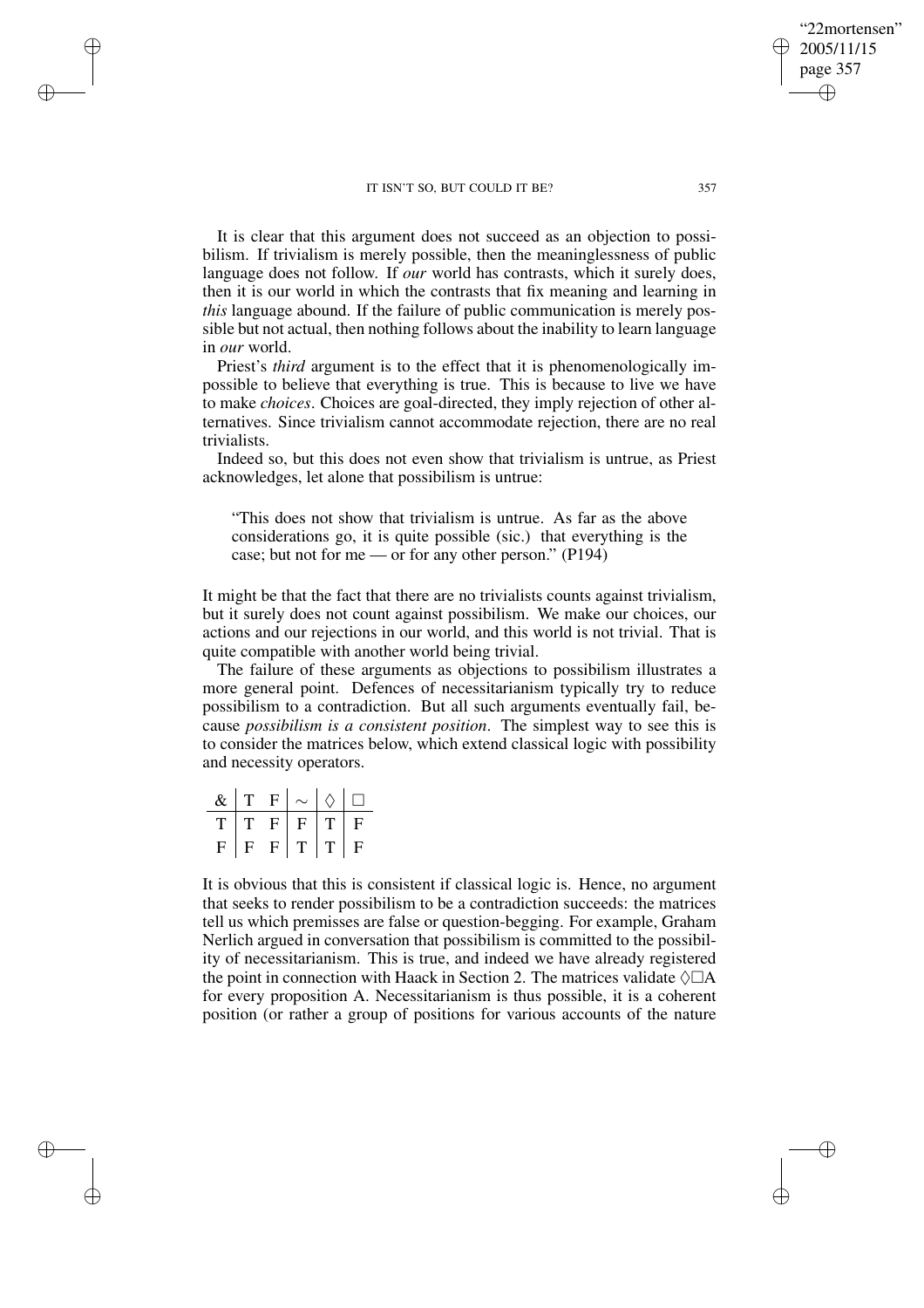It is clear that this argument does not succeed as an objection to possibilism. If trivialism is merely possible, then the meaninglessness of public language does not follow. If *our* world has contrasts, which it surely does, then it is our world in which the contrasts that fix meaning and learning in *this* language abound. If the failure of public communication is merely possible but not actual, then nothing follows about the inability to learn language in *our* world.

Priest's *third* argument is to the effect that it is phenomenologically impossible to believe that everything is true. This is because to live we have to make *choices*. Choices are goal-directed, they imply rejection of other alternatives. Since trivialism cannot accommodate rejection, there are no real trivialists.

Indeed so, but this does not even show that trivialism is untrue, as Priest acknowledges, let alone that possibilism is untrue:

> "This does not show that trivialism is untrue. As far as the above considerations go, it is quite possible (sic.) that everything is the case; but not for me — or for any other person." (P194)

It might be that the fact that there are no trivialists counts against trivialism, but it surely does not count against possibilism. We make our choices, our actions and our rejections in our world, and this world is not trivial. That is quite compatible with another world being trivial.

The failure of these arguments as objections to possibilism illustrates a more general point. Defences of necessitarianism typically try to reduce possibilism to a contradiction. But all such arguments eventually fail, because *possibilism is a consistent position*. The simplest way to see this is to consider the matrices below, which extend classical logic with possibility and necessity operators.

| $\&$ | T | F | $\sim$ | $\Diamond$ | $\Box$ |
|---|---|---|---|---|---|
| T | T | F | F | T | F |
| F | F | F | T | T | F |

It is obvious that this is consistent if classical logic is. Hence, no argument that seeks to render possibilism to be a contradiction succeeds: the matrices tell us which premisses are false or question-begging. For example, Graham Nerlich argued in conversation that possibilism is committed to the possibility of necessitarianism. This is true, and indeed we have already registered the point in connection with Haack in Section 2. The matrices validate $\Diamond\Box$A for every proposition A. Necessitarianism is thus possible, it is a coherent position (or rather a group of positions for various accounts of the nature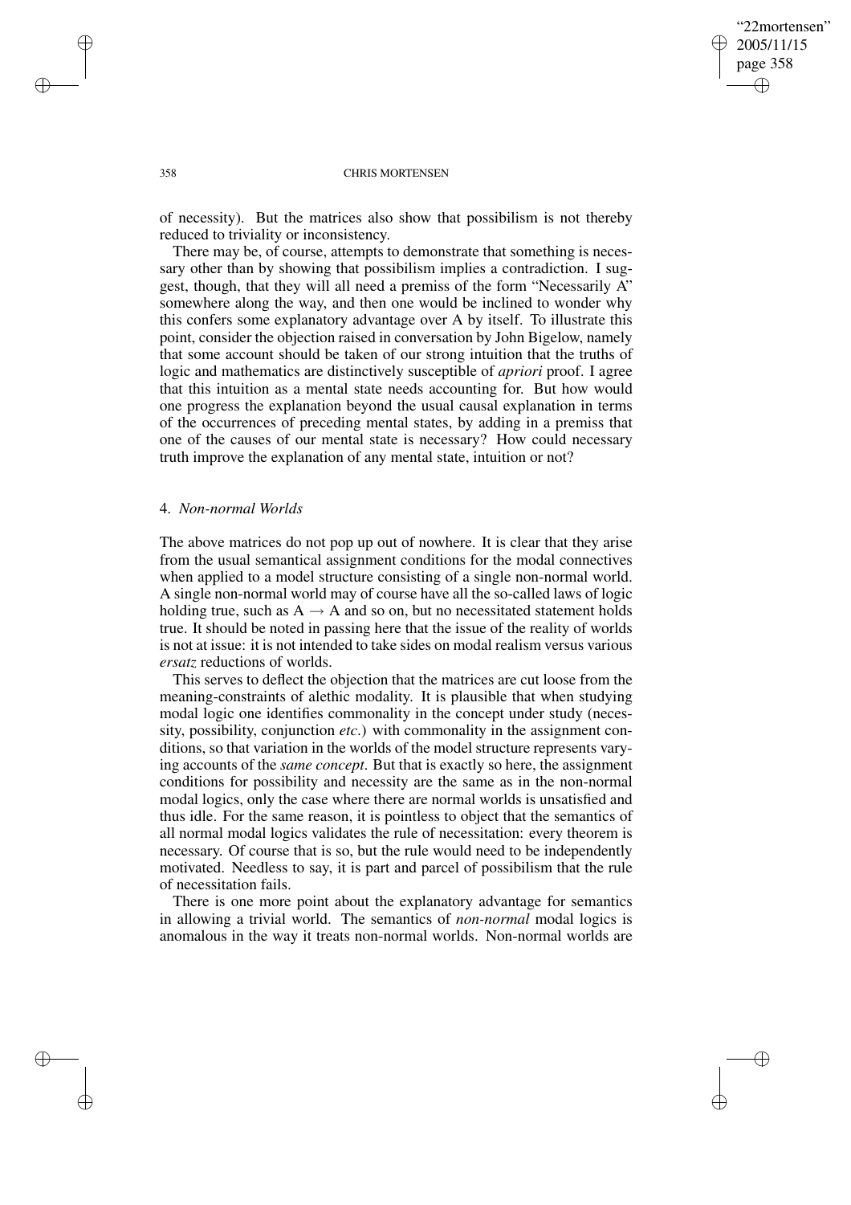of necessity). But the matrices also show that possibilism is not thereby reduced to triviality or inconsistency.

There may be, of course, attempts to demonstrate that something is necessary other than by showing that possibilism implies a contradiction. I suggest, though, that they will all need a premiss of the form "Necessarily A" somewhere along the way, and then one would be inclined to wonder why this confers some explanatory advantage over A by itself. To illustrate this point, consider the objection raised in conversation by John Bigelow, namely that some account should be taken of our strong intuition that the truths of logic and mathematics are distinctively susceptible of *apriori* proof. I agree that this intuition as a mental state needs accounting for. But how would one progress the explanation beyond the usual causal explanation in terms of the occurrences of preceding mental states, by adding in a premiss that one of the causes of our mental state is necessary? How could necessary truth improve the explanation of any mental state, intuition or not?

## 4. *Non-normal Worlds*

The above matrices do not pop up out of nowhere. It is clear that they arise from the usual semantical assignment conditions for the modal connectives when applied to a model structure consisting of a single non-normal world. A single non-normal world may of course have all the so-called laws of logic holding true, such as $A \rightarrow A$ and so on, but no necessitated statement holds true. It should be noted in passing here that the issue of the reality of worlds is not at issue: it is not intended to take sides on modal realism versus various *ersatz* reductions of worlds.

This serves to deflect the objection that the matrices are cut loose from the meaning-constraints of alethic modality. It is plausible that when studying modal logic one identifies commonality in the concept under study (necessity, possibility, conjunction *etc*.) with commonality in the assignment conditions, so that variation in the worlds of the model structure represents varying accounts of the *same concept*. But that is exactly so here, the assignment conditions for possibility and necessity are the same as in the non-normal modal logics, only the case where there are normal worlds is unsatisfied and thus idle. For the same reason, it is pointless to object that the semantics of all normal modal logics validates the rule of necessitation: every theorem is necessary. Of course that is so, but the rule would need to be independently motivated. Needless to say, it is part and parcel of possibilism that the rule of necessitation fails.

There is one more point about the explanatory advantage for semantics in allowing a trivial world. The semantics of *non-normal* modal logics is anomalous in the way it treats non-normal worlds. Non-normal worlds are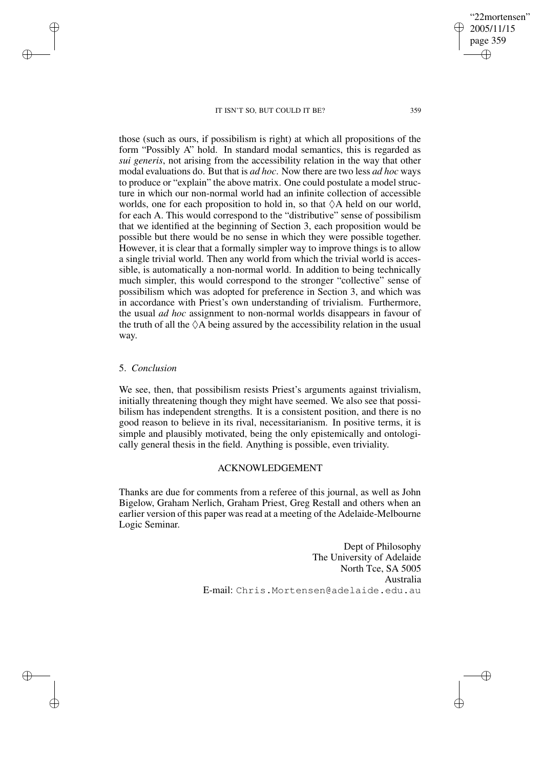those (such as ours, if possibilism is right) at which all propositions of the form "Possibly A" hold. In standard modal semantics, this is regarded as *sui generis*, not arising from the accessibility relation in the way that other modal evaluations do. But that is *ad hoc*. Now there are two less *ad hoc* ways to produce or "explain" the above matrix. One could postulate a model structure in which our non-normal world had an infinite collection of accessible worlds, one for each proposition to hold in, so that $\Diamond$A held on our world, for each A. This would correspond to the "distributive" sense of possibilism that we identified at the beginning of Section 3, each proposition would be possible but there would be no sense in which they were possible together. However, it is clear that a formally simpler way to improve things is to allow a single trivial world. Then any world from which the trivial world is accessible, is automatically a non-normal world. In addition to being technically much simpler, this would correspond to the stronger "collective" sense of possibilism which was adopted for preference in Section 3, and which was in accordance with Priest's own understanding of trivialism. Furthermore, the usual *ad hoc* assignment to non-normal worlds disappears in favour of the truth of all the $\Diamond$A being assured by the accessibility relation in the usual way.

## 5. *Conclusion*

We see, then, that possibilism resists Priest's arguments against trivialism, initially threatening though they might have seemed. We also see that possibilism has independent strengths. It is a consistent position, and there is no good reason to believe in its rival, necessitarianism. In positive terms, it is simple and plausibly motivated, being the only epistemically and ontologically general thesis in the field. Anything is possible, even triviality.

## ACKNOWLEDGEMENT

Thanks are due for comments from a referee of this journal, as well as John Bigelow, Graham Nerlich, Graham Priest, Greg Restall and others when an earlier version of this paper was read at a meeting of the Adelaide-Melbourne Logic Seminar.

Dept of Philosophy
The University of Adelaide
North Tce, SA 5005
Australia
E-mail: Chris.Mortensen@adelaide.edu.au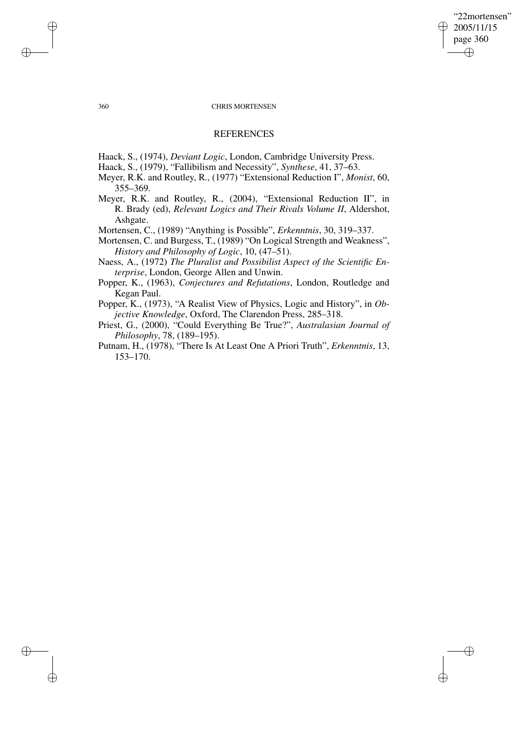## REFERENCES

Haack, S., (1974), *Deviant Logic*, London, Cambridge University Press.

Haack, S., (1979), "Fallibilism and Necessity", *Synthese*, 41, 37–63.

Meyer, R.K. and Routley, R., (1977) "Extensional Reduction I", *Monist*, 60, 355–369.

Meyer, R.K. and Routley, R., (2004), "Extensional Reduction II", in R. Brady (ed), *Relevant Logics and Their Rivals Volume II*, Aldershot, Ashgate.

Mortensen, C., (1989) "Anything is Possible", *Erkenntnis*, 30, 319–337.

Mortensen, C. and Burgess, T., (1989) "On Logical Strength and Weakness", *History and Philosophy of Logic*, 10, (47–51).

Naess, A., (1972) *The Pluralist and Possibilist Aspect of the Scientific Enterprise*, London, George Allen and Unwin.

Popper, K., (1963), *Conjectures and Refutations*, London, Routledge and Kegan Paul.

Popper, K., (1973), "A Realist View of Physics, Logic and History", in *Objective Knowledge*, Oxford, The Clarendon Press, 285–318.

Priest, G., (2000), "Could Everything Be True?", *Australasian Journal of Philosophy*, 78, (189–195).

Putnam, H., (1978), "There Is At Least One A Priori Truth", *Erkenntnis*, 13, 153–170.